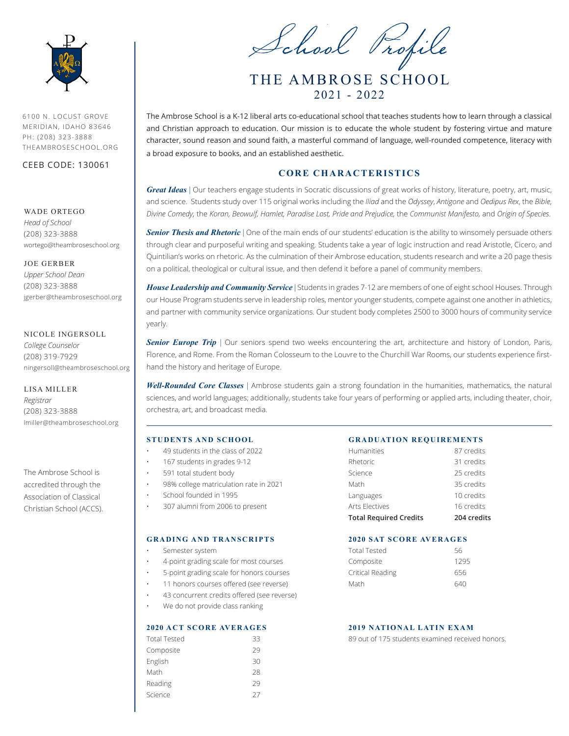# School Profile

## THE AMBROSE SCHOOL
### 2021 - 2022

6100 N. LOCUST GROVE
MERIDIAN, IDAHO 83646
PH: (208) 323-3888
THEAMBROSESCHOOL.ORG

CEEB CODE: 130061

WADE ORTEGO
*Head of School*
(208) 323-3888
wortego@theambroseschool.org

JOE GERBER
*Upper School Dean*
(208) 323-3888
jgerber@theambroseschool.org

NICOLE INGERSOLL
*College Counselor*
(208) 319-7929
ningersoll@theambroseschool.org

LISA MILLER
*Registrar*
(208) 323-3888
lmiller@theambroseschool.org

The Ambrose School is accredited through the Association of Classical Christian School (ACCS).

The Ambrose School is a K-12 liberal arts co-educational school that teaches students how to learn through a classical and Christian approach to education. Our mission is to educate the whole student by fostering virtue and mature character, sound reason and sound faith, a masterful command of language, well-rounded competence, literacy with a broad exposure to books, and an established aesthetic.

## CORE CHARACTERISTICS

***Great Ideas*** | Our teachers engage students in Socratic discussions of great works of history, literature, poetry, art, music, and science. Students study over 115 original works including the *Iliad* and the *Odyssey*, *Antigone* and *Oedipus Rex*, the *Bible*, *Divine Comedy,* the *Koran, Beowulf, Hamlet, Paradise Lost, Pride and Prejudice,* the *Communist Manifesto,* and *Origin of Species*.

***Senior Thesis and Rhetoric*** | One of the main ends of our students' education is the ability to winsomely persuade others through clear and purposeful writing and speaking. Students take a year of logic instruction and read Aristotle, Cicero, and Quintilian's works on rhetoric. As the culmination of their Ambrose education, students research and write a 20 page thesis on a political, theological or cultural issue, and then defend it before a panel of community members.

***House Leadership and Community Service*** | Students in grades 7-12 are members of one of eight school Houses. Through our House Program students serve in leadership roles, mentor younger students, compete against one another in athletics, and partner with community service organizations. Our student body completes 2500 to 3000 hours of community service yearly.

***Senior Europe Trip*** | Our seniors spend two weeks encountering the art, architecture and history of London, Paris, Florence, and Rome. From the Roman Colosseum to the Louvre to the Churchill War Rooms, our students experience first-hand the history and heritage of Europe.

***Well-Rounded Core Classes*** | Ambrose students gain a strong foundation in the humanities, mathematics, the natural sciences, and world languages; additionally, students take four years of performing or applied arts, including theater, choir, orchestra, art, and broadcast media.

### STUDENTS AND SCHOOL

- 49 students in the class of 2022
- 167 students in grades 9-12
- 591 total student body
- 98% college matriculation rate in 2021
- School founded in 1995
- 307 alumni from 2006 to present

### GRADING AND TRANSCRIPTS

- Semester system
- 4-point grading scale for most courses
- 5-point grading scale for honors courses
- 11 honors courses offered (see reverse)
- 43 concurrent credits offered (see reverse)
- We do not provide class ranking

### 2020 ACT SCORE AVERAGES

| | |
|---|---|
| Total Tested | 33 |
| Composite | 29 |
| English | 30 |
| Math | 28 |
| Reading | 29 |
| Science | 27 |

### GRADUATION REQUIREMENTS

| | |
|---|---|
| Humanities | 87 credits |
| Rhetoric | 31 credits |
| Science | 25 credits |
| Math | 35 credits |
| Languages | 10 credits |
| Arts Electives | 16 credits |
| **Total Required Credits** | **204 credits** |

### 2020 SAT SCORE AVERAGES

| | |
|---|---|
| Total Tested | 56 |
| Composite | 1295 |
| Critical Reading | 656 |
| Math | 640 |

### 2019 NATIONAL LATIN EXAM

89 out of 175 students examined received honors.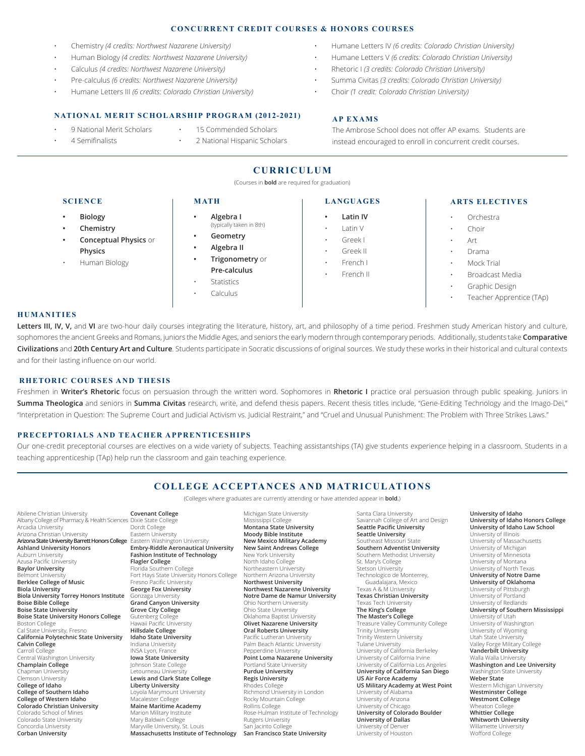## CONCURRENT CREDIT COURSES & HONORS COURSES

- Chemistry *(4 credits: Northwest Nazarene University)*
- Human Biology *(4 credits: Northwest Nazarene University)*
- Calculus *(4 credits: Northwest Nazarene University)*
- Pre-calculus *(6 credits: Northwest Nazarene University)*
- Humane Letters III *(6 credits: Colorado Christian University)*
- Humane Letters IV *(6 credits: Colorado Christian University)*
- Humane Letters V *(6 credits: Colorado Christian University)*
- Rhetoric I *(3 credits: Colorado Christian University)*
- Summa Civitas *(3 credits: Colorado Christian University)*
- Choir *(1 credit: Colorado Christian University)*

## NATIONAL MERIT SCHOLARSHIP PROGRAM (2012-2021)

- 9 National Merit Scholars
- 4 Semifinalists
- 15 Commended Scholars
- 2 National Hispanic Scholars

## AP EXAMS

The Ambrose School does not offer AP exams. Students are instead encouraged to enroll in concurrent credit courses.

# CURRICULUM

(Courses in **bold** are required for graduation)

### SCIENCE

- **Biology**
- **Chemistry**
- **Conceptual Physics** or **Physics**
- Human Biology

### MATH

- **Algebra I** (typically taken in 8th)
- **Geometry**
- **Algebra II**
- **Trigonometry** or **Pre-calculus**
- Statistics
- Calculus

### LANGUAGES

- **Latin IV**
- Latin V
- Greek I
- Greek II
- French I
- French II

### ARTS ELECTIVES

- Orchestra
- Choir
- Art
- Drama
- Mock Trial
- Broadcast Media
- Graphic Design
- Teacher Apprentice (TAp)

### HUMANITIES

**Letters III, IV, V,** and **VI** are two-hour daily courses integrating the literature, history, art, and philosophy of a time period. Freshmen study American history and culture, sophomores the ancient Greeks and Romans, juniors the Middle Ages, and seniors the early modern through contemporary periods. Additionally, students take **Comparative Civilizations** and **20th Century Art and Culture**. Students participate in Socratic discussions of original sources. We study these works in their historical and cultural contexts and for their lasting influence on our world.

### RHETORIC COURSES AND THESIS

Freshmen in **Writer's Rhetoric** focus on persuasion through the written word. Sophomores in **Rhetoric I** practice oral persuasion through public speaking. Juniors in **Summa Theologica** and seniors in **Summa Civitas** research, write, and defend thesis papers. Recent thesis titles include, "Gene-Editing Technology and the Imago-Dei," "Interpretation in Question: The Supreme Court and Judicial Activism vs. Judicial Restraint," and "Cruel and Unusual Punishment: The Problem with Three Strikes Laws."

### PRECEPTORIALS AND TEACHER APPRENTICESHIPS

Our one-credit preceptorial courses are electives on a wide variety of subjects. Teaching assistantships (TA) give students experience helping in a classroom. Students in a teaching apprenticeship (TAp) help run the classroom and gain teaching experience.

## COLLEGE ACCEPTANCES AND MATRICULATIONS

(Colleges where graduates are currently attending or have attended appear in **bold**.)

Abilene Christian University
Albany College of Pharmacy & Health Sciences
Arcadia University
Arizona Christian University
**Arizona State University Barrett Honors College**
**Ashland University Honors**
Auburn University
Azusa Pacific University
**Baylor University**
Belmont University
**Berklee College of Music**
**Biola University**
**Biola University Torrey Honors Institute**
**Boise Bible College**
**Boise State University**
**Boise State University Honors College**
Boston College
Cal State University, Fresno
**California Polytechnic State University**
**Calvin College**
Carroll College
Central Washington University
**Champlain College**
Chapman University
Clemson University
**College of Idaho**
**College of Southern Idaho**
**College of Western Idaho**
**Colorado Christian University**
Colorado School of Mines
Colorado State University
Concordia University
**Corban University**
**Covenant College**
Dixie State College
Dordt College
Eastern University
Eastern Washington University
**Embry-Riddle Aeronautical University**
**Fashion Institute of Technology**
**Flagler College**
Florida Southern College
Fort Hays State University Honors College
Fresno Pacific University
**George Fox University**
Gonzaga University
**Grand Canyon University**
**Grove City College**
Gutenberg College
Hawaii Pacific University
**Hillsdale College**
**Idaho State University**
Indiana University
INSA Lyon, France
**Iowa State University**
Johnson State College
Letourneau University
**Lewis and Clark State College**
**Liberty University**
Loyola Marymount University
Macalester College
**Maine Maritime Academy**
Marion Military Institute
Mary Baldwin College
Maryville University, St. Louis
**Massachusetts Institute of Technology**
Michigan State University
Mississippi College
**Montana State University**
**Moody Bible Institute**
**New Mexico Military Academy**
**New Saint Andrews College**
New York University
North Idaho College
Northeastern University
Northern Arizona University
**Northwest University**
**Northwest Nazarene University**
**Notre Dame de Namur University**
Ohio Northern University
Ohio State University
Oklahoma Baptist University
**Olivet Nazarene University**
**Oral Roberts University**
Pacific Lutheran University
Palm Beach Atlantic University
Pepperdine University
**Point Loma Nazarene University**
Portland State University
**Purdue University**
**Regis University**
Rhodes College
Richmond University in London
Rocky Mountain College
Rollins College
Rose-Hulman Institute of Technology
Rutgers University
San Jacinto College
**San Francisco State University**
Santa Clara University
Savannah College of Art and Design
**Seattle Pacific University**
**Seattle University**
Southeast Missouri State
**Southern Adventist University**
Southern Methodist University
St. Mary's College
Stetson University
Technologico de Monterrey, Guadalajara, Mexico
Texas A & M University
**Texas Christian University**
Texas Tech University
**The King's College**
**The Master's College**
Treasure Valley Community College
Trinity University
Trinity Western University
Tulane University
University of California Berkeley
University of California Irvine
University of California Los Angeles
**University of California San Diego**
**US Air Force Academy**
**US Military Academy at West Point**
University of Alabama
University of Arizona
University of Chicago
**University of Colorado Boulder**
**University of Dallas**
University of Denver
University of Houston
**University of Idaho**
**University of Idaho Honors College**
**University of Idaho Law School**
University of Illinois
University of Massachusetts
University of Michigan
University of Minnesota
University of Montana
University of North Texas
**University of Notre Dame**
**University of Oklahoma**
University of Pittsburgh
University of Portland
University of Redlands
**University of Southern Mississippi**
University of Utah
University of Washington
University of Wyoming
Utah State University
Valley Forge Military College
**Vanderbilt University**
Walla Walla University
**Washington and Lee University**
Washington State University
**Weber State**
Western Michigan University
**Westminster College**
**Westmont College**
Wheaton College
**Whittier College**
**Whitworth University**
Willamette University
Wofford College